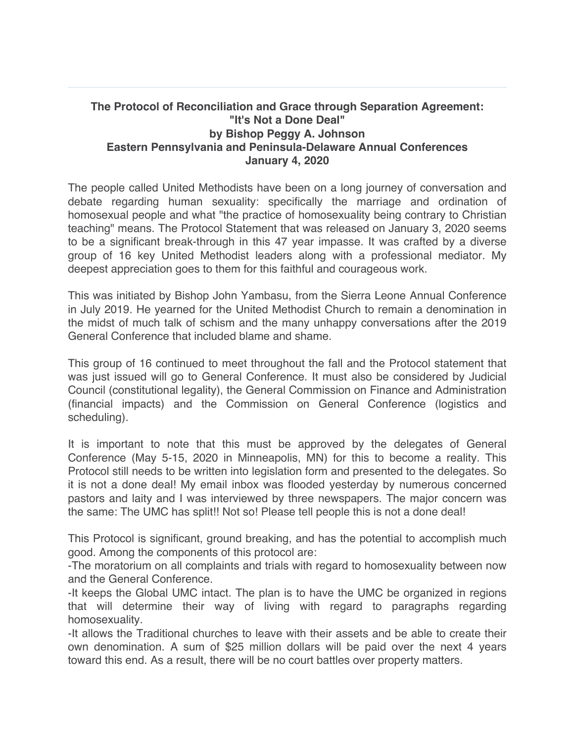**The Protocol of Reconciliation and Grace through Separation Agreement: "It's Not a Done Deal"**
**by Bishop Peggy A. Johnson**
**Eastern Pennsylvania and Peninsula-Delaware Annual Conferences**
**January 4, 2020**

The people called United Methodists have been on a long journey of conversation and debate regarding human sexuality: specifically the marriage and ordination of homosexual people and what "the practice of homosexuality being contrary to Christian teaching" means. The Protocol Statement that was released on January 3, 2020 seems to be a significant break-through in this 47 year impasse. It was crafted by a diverse group of 16 key United Methodist leaders along with a professional mediator. My deepest appreciation goes to them for this faithful and courageous work.

This was initiated by Bishop John Yambasu, from the Sierra Leone Annual Conference in July 2019. He yearned for the United Methodist Church to remain a denomination in the midst of much talk of schism and the many unhappy conversations after the 2019 General Conference that included blame and shame.

This group of 16 continued to meet throughout the fall and the Protocol statement that was just issued will go to General Conference. It must also be considered by Judicial Council (constitutional legality), the General Commission on Finance and Administration (financial impacts) and the Commission on General Conference (logistics and scheduling).

It is important to note that this must be approved by the delegates of General Conference (May 5-15, 2020 in Minneapolis, MN) for this to become a reality. This Protocol still needs to be written into legislation form and presented to the delegates. So it is not a done deal! My email inbox was flooded yesterday by numerous concerned pastors and laity and I was interviewed by three newspapers. The major concern was the same: The UMC has split!! Not so! Please tell people this is not a done deal!

This Protocol is significant, ground breaking, and has the potential to accomplish much good. Among the components of this protocol are:

-The moratorium on all complaints and trials with regard to homosexuality between now and the General Conference.

-It keeps the Global UMC intact. The plan is to have the UMC be organized in regions that will determine their way of living with regard to paragraphs regarding homosexuality.

-It allows the Traditional churches to leave with their assets and be able to create their own denomination. A sum of $25 million dollars will be paid over the next 4 years toward this end. As a result, there will be no court battles over property matters.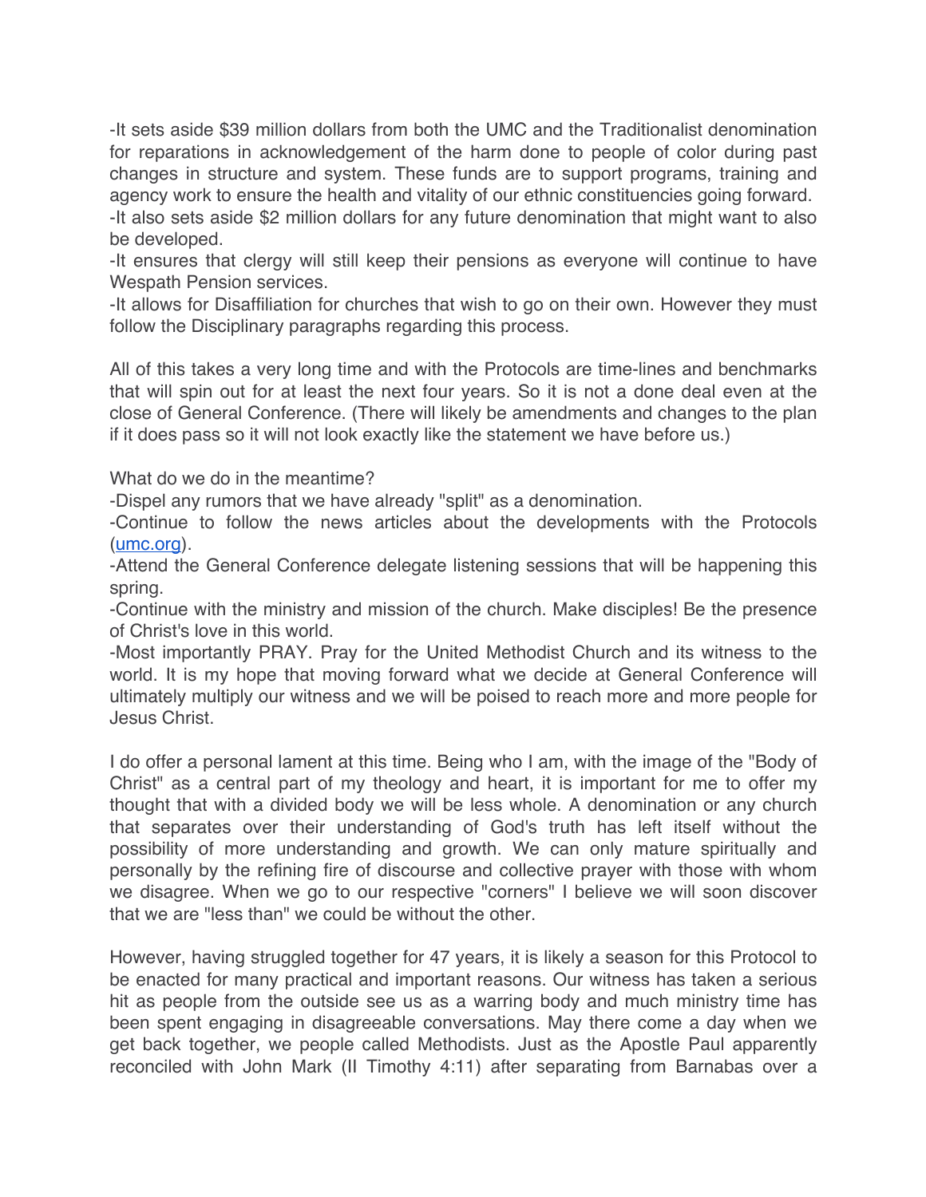-It sets aside $39 million dollars from both the UMC and the Traditionalist denomination for reparations in acknowledgement of the harm done to people of color during past changes in structure and system. These funds are to support programs, training and agency work to ensure the health and vitality of our ethnic constituencies going forward.
-It also sets aside $2 million dollars for any future denomination that might want to also be developed.
-It ensures that clergy will still keep their pensions as everyone will continue to have Wespath Pension services.
-It allows for Disaffiliation for churches that wish to go on their own. However they must follow the Disciplinary paragraphs regarding this process.

All of this takes a very long time and with the Protocols are time-lines and benchmarks that will spin out for at least the next four years. So it is not a done deal even at the close of General Conference. (There will likely be amendments and changes to the plan if it does pass so it will not look exactly like the statement we have before us.)

What do we do in the meantime?
-Dispel any rumors that we have already "split" as a denomination.
-Continue to follow the news articles about the developments with the Protocols ([umc.org](umc.org)).
-Attend the General Conference delegate listening sessions that will be happening this spring.
-Continue with the ministry and mission of the church. Make disciples! Be the presence of Christ's love in this world.
-Most importantly PRAY. Pray for the United Methodist Church and its witness to the world. It is my hope that moving forward what we decide at General Conference will ultimately multiply our witness and we will be poised to reach more and more people for Jesus Christ.

I do offer a personal lament at this time. Being who I am, with the image of the "Body of Christ" as a central part of my theology and heart, it is important for me to offer my thought that with a divided body we will be less whole. A denomination or any church that separates over their understanding of God's truth has left itself without the possibility of more understanding and growth. We can only mature spiritually and personally by the refining fire of discourse and collective prayer with those with whom we disagree. When we go to our respective "corners" I believe we will soon discover that we are "less than" we could be without the other.

However, having struggled together for 47 years, it is likely a season for this Protocol to be enacted for many practical and important reasons. Our witness has taken a serious hit as people from the outside see us as a warring body and much ministry time has been spent engaging in disagreeable conversations. May there come a day when we get back together, we people called Methodists. Just as the Apostle Paul apparently reconciled with John Mark (II Timothy 4:11) after separating from Barnabas over a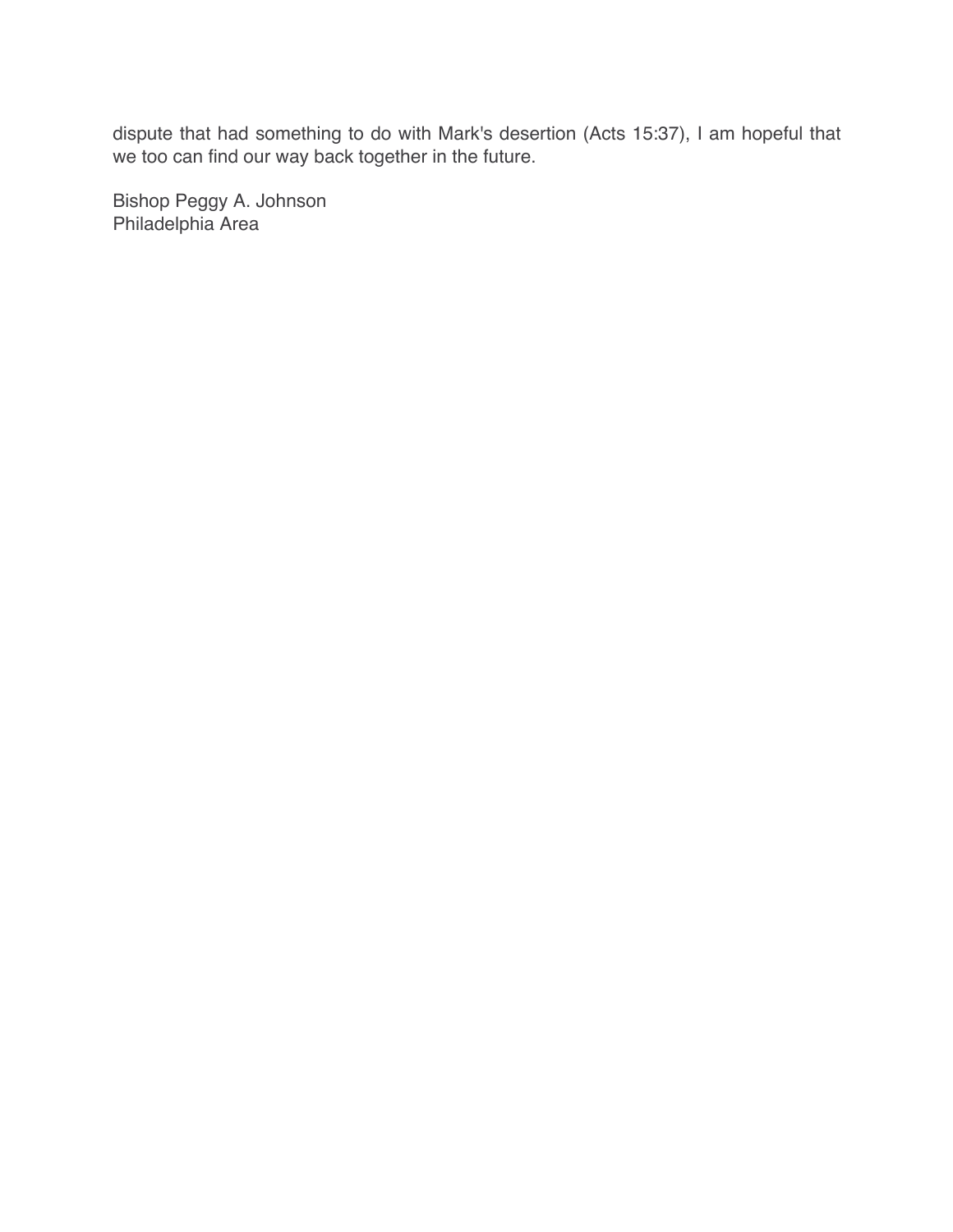dispute that had something to do with Mark's desertion (Acts 15:37), I am hopeful that we too can find our way back together in the future.

Bishop Peggy A. Johnson
Philadelphia Area